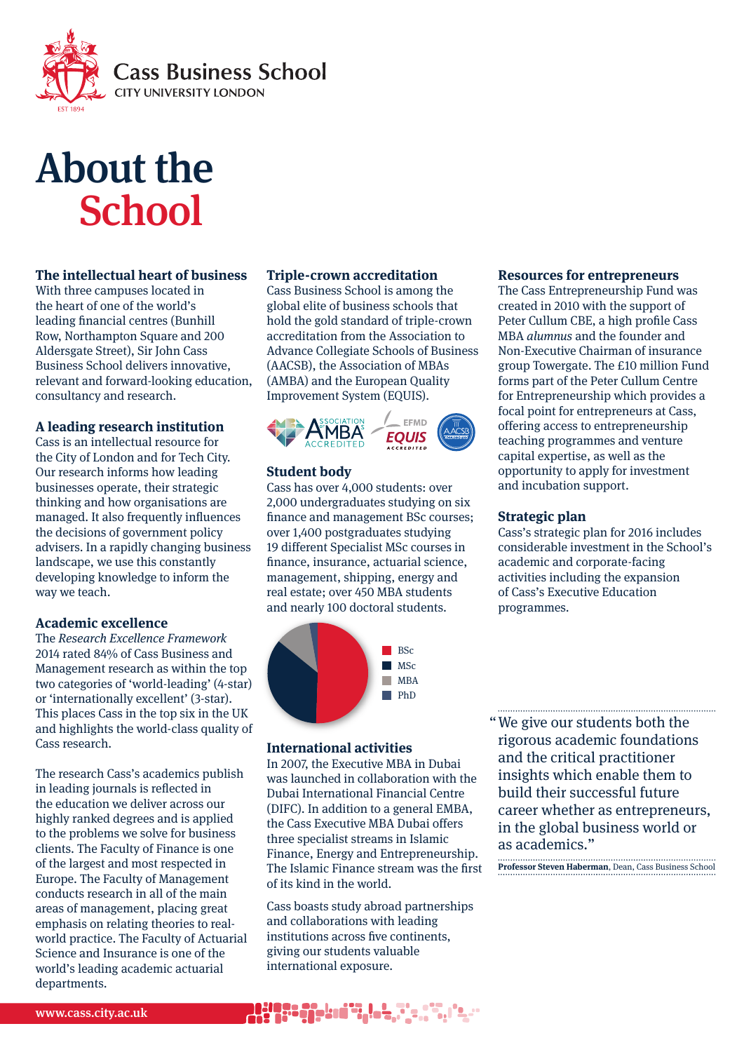Cass Business School
CITY UNIVERSITY LONDON

# About the School

## The intellectual heart of business

With three campuses located in the heart of one of the world's leading financial centres (Bunhill Row, Northampton Square and 200 Aldersgate Street), Sir John Cass Business School delivers innovative, relevant and forward-looking education, consultancy and research.

## A leading research institution

Cass is an intellectual resource for the City of London and for Tech City. Our research informs how leading businesses operate, their strategic thinking and how organisations are managed. It also frequently influences the decisions of government policy advisers. In a rapidly changing business landscape, we use this constantly developing knowledge to inform the way we teach.

## Academic excellence

The *Research Excellence Framework* 2014 rated 84% of Cass Business and Management research as within the top two categories of 'world-leading' (4-star) or 'internationally excellent' (3-star). This places Cass in the top six in the UK and highlights the world-class quality of Cass research.

The research Cass's academics publish in leading journals is reflected in the education we deliver across our highly ranked degrees and is applied to the problems we solve for business clients. The Faculty of Finance is one of the largest and most respected in Europe. The Faculty of Management conducts research in all of the main areas of management, placing great emphasis on relating theories to real-world practice. The Faculty of Actuarial Science and Insurance is one of the world's leading academic actuarial departments.

## Triple-crown accreditation

Cass Business School is among the global elite of business schools that hold the gold standard of triple-crown accreditation from the Association to Advance Collegiate Schools of Business (AACSB), the Association of MBAs (AMBA) and the European Quality Improvement System (EQUIS).

## Student body

Cass has over 4,000 students: over 2,000 undergraduates studying on six finance and management BSc courses; over 1,400 postgraduates studying 19 different Specialist MSc courses in finance, insurance, actuarial science, management, shipping, energy and real estate; over 450 MBA students and nearly 100 doctoral students.

- BSc
- MSc
- MBA
- PhD

## International activities

In 2007, the Executive MBA in Dubai was launched in collaboration with the Dubai International Financial Centre (DIFC). In addition to a general EMBA, the Cass Executive MBA Dubai offers three specialist streams in Islamic Finance, Energy and Entrepreneurship. The Islamic Finance stream was the first of its kind in the world.

Cass boasts study abroad partnerships and collaborations with leading institutions across five continents, giving our students valuable international exposure.

## Resources for entrepreneurs

The Cass Entrepreneurship Fund was created in 2010 with the support of Peter Cullum CBE, a high profile Cass MBA *alumnus* and the founder and Non-Executive Chairman of insurance group Towergate. The £10 million Fund forms part of the Peter Cullum Centre for Entrepreneurship which provides a focal point for entrepreneurs at Cass, offering access to entrepreneurship teaching programmes and venture capital expertise, as well as the opportunity to apply for investment and incubation support.

## Strategic plan

Cass's strategic plan for 2016 includes considerable investment in the School's academic and corporate-facing activities including the expansion of Cass's Executive Education programmes.

> "We give our students both the rigorous academic foundations and the critical practitioner insights which enable them to build their successful future career whether as entrepreneurs, in the global business world or as academics."
>
> **Professor Steven Haberman**, Dean, Cass Business School

www.cass.city.ac.uk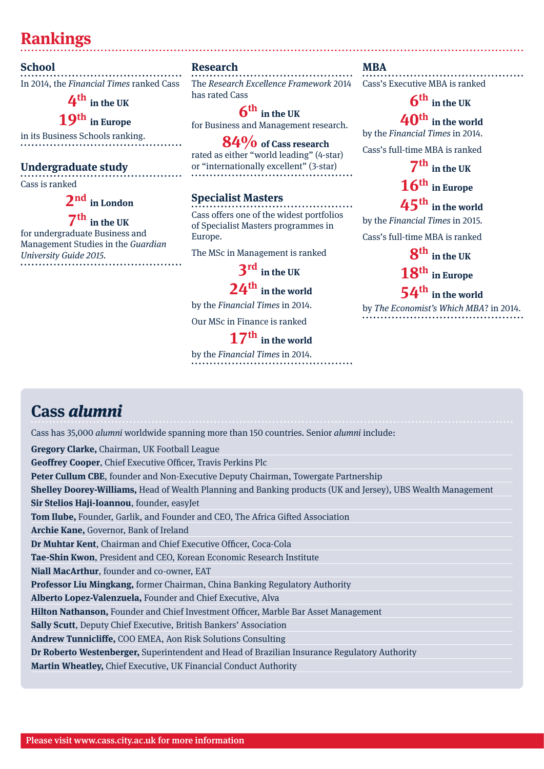# Rankings

## School

In 2014, the *Financial Times* ranked Cass

**4th in the UK**

**19th in Europe**

in its Business Schools ranking.

## Undergraduate study

Cass is ranked

**2nd in London**

**7th in the UK**

for undergraduate Business and Management Studies in the *Guardian University Guide 2015*.

## Research

The *Research Excellence Framework* 2014 has rated Cass

**6th in the UK**

for Business and Management research.

**84% of Cass research**

rated as either "world leading" (4-star) or "internationally excellent" (3-star)

## Specialist Masters

Cass offers one of the widest portfolios of Specialist Masters programmes in Europe.

The MSc in Management is ranked

**3rd in the UK**

**24th in the world**

by the *Financial Times* in 2014.

Our MSc in Finance is ranked

**17th in the world**

by the *Financial Times* in 2014.

## MBA

Cass's Executive MBA is ranked

**6th in the UK**

**40th in the world**

by the *Financial Times* in 2014.

Cass's full-time MBA is ranked

**7th in the UK**

**16th in Europe**

**45th in the world**

by the *Financial Times* in 2015.

Cass's full-time MBA is ranked

**8th in the UK**

**18th in Europe**

**54th in the world**

by *The Economist's Which MBA*? in 2014.

# Cass *alumni*

Cass has 35,000 *alumni* worldwide spanning more than 150 countries. Senior *alumni* include:

**Gregory Clarke,** Chairman, UK Football League

**Geoffrey Cooper**, Chief Executive Officer, Travis Perkins Plc

**Peter Cullum CBE**, founder and Non-Executive Deputy Chairman, Towergate Partnership

**Shelley Doorey-Williams,** Head of Wealth Planning and Banking products (UK and Jersey), UBS Wealth Management

**Sir Stelios Haji-Ioannou**, founder, easyJet

**Tom Ilube,** Founder, Garlik, and Founder and CEO, The Africa Gifted Association

**Archie Kane,** Governor, Bank of Ireland

**Dr Muhtar Kent**, Chairman and Chief Executive Officer, Coca-Cola

**Tae-Shin Kwon**, President and CEO, Korean Economic Research Institute

**Niall MacArthur**, founder and co-owner, EAT

**Professor Liu Mingkang,** former Chairman, China Banking Regulatory Authority

**Alberto Lopez-Valenzuela,** Founder and Chief Executive, Alva

**Hilton Nathanson,** Founder and Chief Investment Officer, Marble Bar Asset Management

**Sally Scutt**, Deputy Chief Executive, British Bankers' Association

**Andrew Tunnicliffe,** COO EMEA, Aon Risk Solutions Consulting

**Dr Roberto Westenberger,** Superintendent and Head of Brazilian Insurance Regulatory Authority

**Martin Wheatley,** Chief Executive, UK Financial Conduct Authority

Please visit www.cass.city.ac.uk for more information